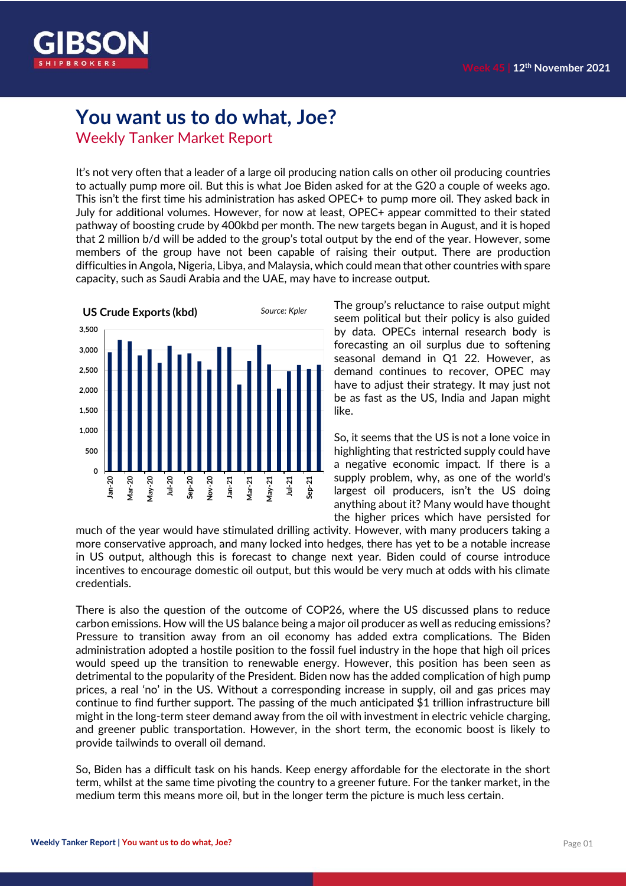Week 45 | 12th November 2021

# You want us to do what, Joe?

## Weekly Tanker Market Report

It's not very often that a leader of a large oil producing nation calls on other oil producing countries to actually pump more oil. But this is what Joe Biden asked for at the G20 a couple of weeks ago. This isn't the first time his administration has asked OPEC+ to pump more oil. They asked back in July for additional volumes. However, for now at least, OPEC+ appear committed to their stated pathway of boosting crude by 400kbd per month. The new targets began in August, and it is hoped that 2 million b/d will be added to the group's total output by the end of the year. However, some members of the group have not been capable of raising their output. There are production difficulties in Angola, Nigeria, Libya, and Malaysia, which could mean that other countries with spare capacity, such as Saudi Arabia and the UAE, may have to increase output.

**US Crude Exports (kbd)** *Source: Kpler*

The group's reluctance to raise output might seem political but their policy is also guided by data. OPECs internal research body is forecasting an oil surplus due to softening seasonal demand in Q1 22. However, as demand continues to recover, OPEC may have to adjust their strategy. It may just not be as fast as the US, India and Japan might like.

So, it seems that the US is not a lone voice in highlighting that restricted supply could have a negative economic impact. If there is a supply problem, why, as one of the world's largest oil producers, isn't the US doing anything about it? Many would have thought the higher prices which have persisted for much of the year would have stimulated drilling activity. However, with many producers taking a more conservative approach, and many locked into hedges, there has yet to be a notable increase in US output, although this is forecast to change next year. Biden could of course introduce incentives to encourage domestic oil output, but this would be very much at odds with his climate credentials.

There is also the question of the outcome of COP26, where the US discussed plans to reduce carbon emissions. How will the US balance being a major oil producer as well as reducing emissions? Pressure to transition away from an oil economy has added extra complications. The Biden administration adopted a hostile position to the fossil fuel industry in the hope that high oil prices would speed up the transition to renewable energy. However, this position has been seen as detrimental to the popularity of the President. Biden now has the added complication of high pump prices, a real 'no' in the US. Without a corresponding increase in supply, oil and gas prices may continue to find further support. The passing of the much anticipated $1 trillion infrastructure bill might in the long-term steer demand away from the oil with investment in electric vehicle charging, and greener public transportation. However, in the short term, the economic boost is likely to provide tailwinds to overall oil demand.

So, Biden has a difficult task on his hands. Keep energy affordable for the electorate in the short term, whilst at the same time pivoting the country to a greener future. For the tanker market, in the medium term this means more oil, but in the longer term the picture is much less certain.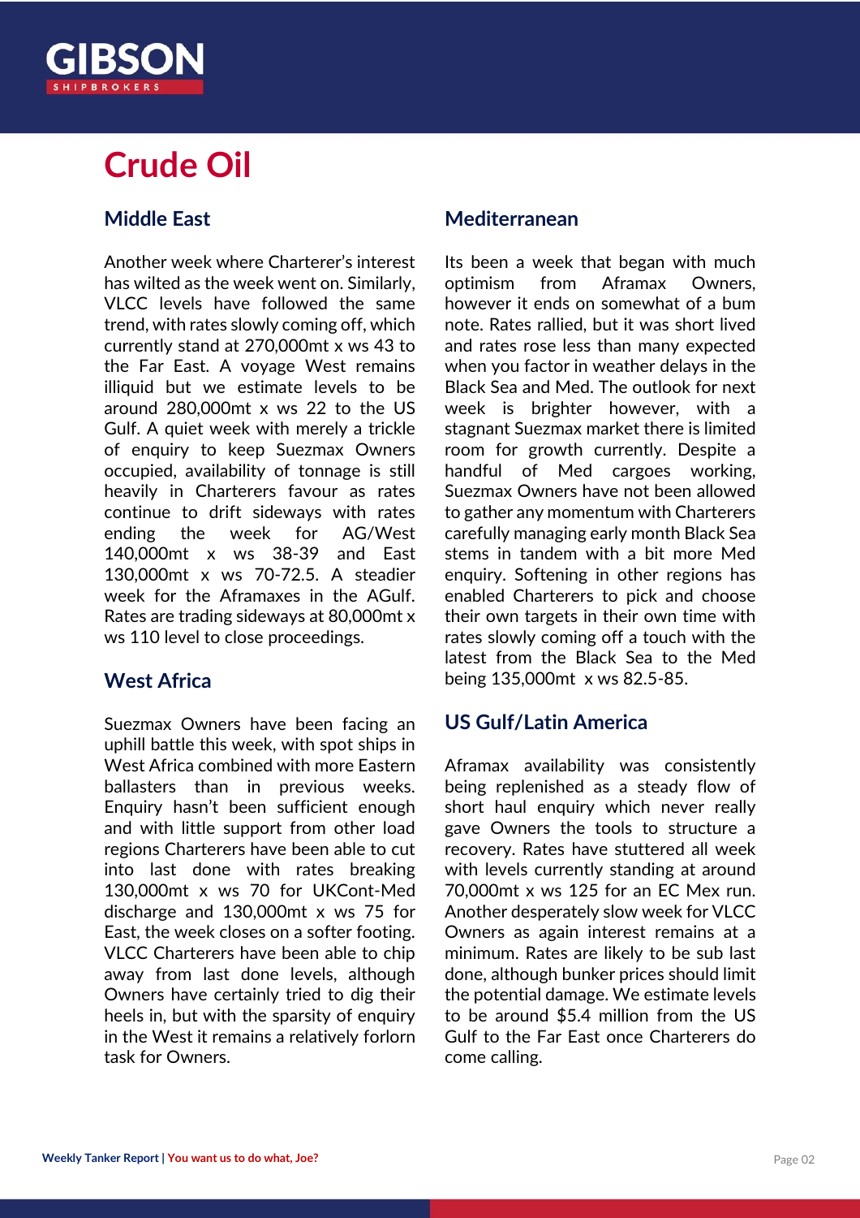# Crude Oil

## Middle East

Another week where Charterer's interest has wilted as the week went on. Similarly, VLCC levels have followed the same trend, with rates slowly coming off, which currently stand at 270,000mt x ws 43 to the Far East. A voyage West remains illiquid but we estimate levels to be around 280,000mt x ws 22 to the US Gulf. A quiet week with merely a trickle of enquiry to keep Suezmax Owners occupied, availability of tonnage is still heavily in Charterers favour as rates continue to drift sideways with rates ending the week for AG/West 140,000mt x ws 38-39 and East 130,000mt x ws 70-72.5. A steadier week for the Aframaxes in the AGulf. Rates are trading sideways at 80,000mt x ws 110 level to close proceedings.

## West Africa

Suezmax Owners have been facing an uphill battle this week, with spot ships in West Africa combined with more Eastern ballasters than in previous weeks. Enquiry hasn't been sufficient enough and with little support from other load regions Charterers have been able to cut into last done with rates breaking 130,000mt x ws 70 for UKCont-Med discharge and 130,000mt x ws 75 for East, the week closes on a softer footing. VLCC Charterers have been able to chip away from last done levels, although Owners have certainly tried to dig their heels in, but with the sparsity of enquiry in the West it remains a relatively forlorn task for Owners.

## Mediterranean

Its been a week that began with much optimism from Aframax Owners, however it ends on somewhat of a bum note. Rates rallied, but it was short lived and rates rose less than many expected when you factor in weather delays in the Black Sea and Med. The outlook for next week is brighter however, with a stagnant Suezmax market there is limited room for growth currently. Despite a handful of Med cargoes working, Suezmax Owners have not been allowed to gather any momentum with Charterers carefully managing early month Black Sea stems in tandem with a bit more Med enquiry. Softening in other regions has enabled Charterers to pick and choose their own targets in their own time with rates slowly coming off a touch with the latest from the Black Sea to the Med being 135,000mt x ws 82.5-85.

## US Gulf/Latin America

Aframax availability was consistently being replenished as a steady flow of short haul enquiry which never really gave Owners the tools to structure a recovery. Rates have stuttered all week with levels currently standing at around 70,000mt x ws 125 for an EC Mex run. Another desperately slow week for VLCC Owners as again interest remains at a minimum. Rates are likely to be sub last done, although bunker prices should limit the potential damage. We estimate levels to be around $5.4 million from the US Gulf to the Far East once Charterers do come calling.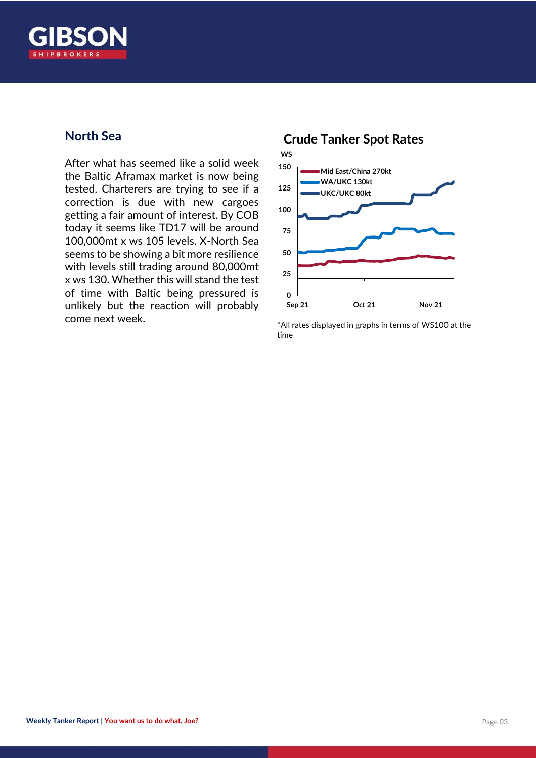## North Sea

After what has seemed like a solid week the Baltic Aframax market is now being tested. Charterers are trying to see if a correction is due with new cargoes getting a fair amount of interest. By COB today it seems like TD17 will be around 100,000mt x ws 105 levels. X-North Sea seems to be showing a bit more resilience with levels still trading around 80,000mt x ws 130. Whether this will stand the test of time with Baltic being pressured is unlikely but the reaction will probably come next week.

## Crude Tanker Spot Rates

*All rates displayed in graphs in terms of WS100 at the time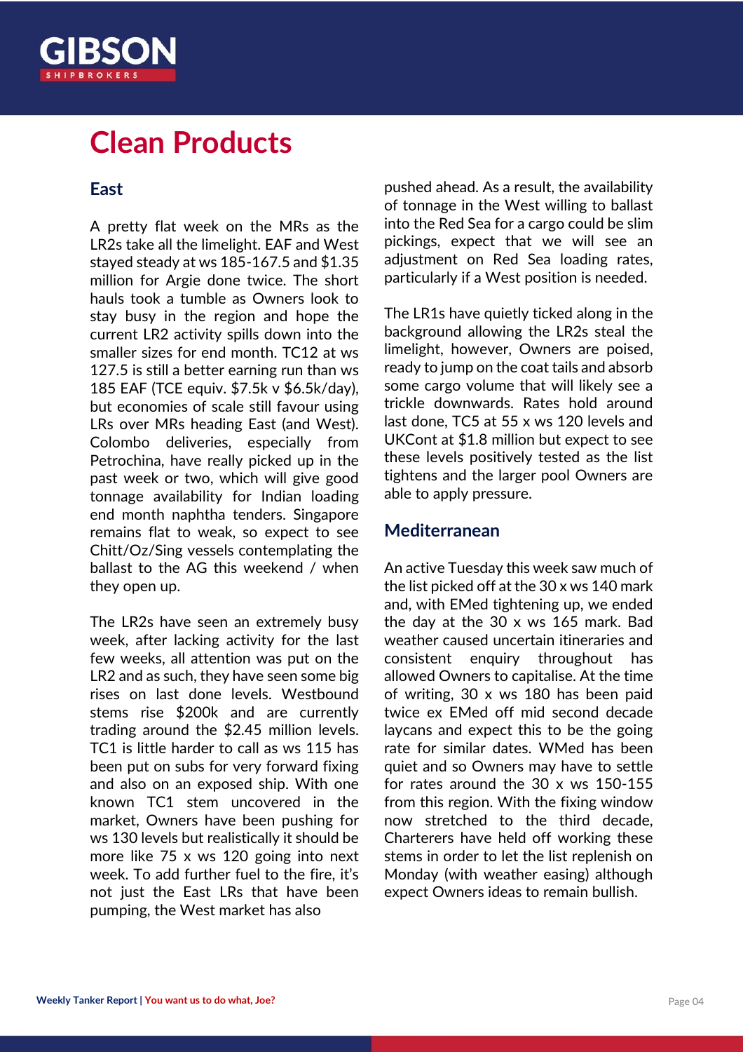# Clean Products

## East

A pretty flat week on the MRs as the LR2s take all the limelight. EAF and West stayed steady at ws 185-167.5 and $1.35 million for Argie done twice. The short hauls took a tumble as Owners look to stay busy in the region and hope the current LR2 activity spills down into the smaller sizes for end month. TC12 at ws 127.5 is still a better earning run than ws 185 EAF (TCE equiv. $7.5k v $6.5k/day), but economies of scale still favour using LRs over MRs heading East (and West). Colombo deliveries, especially from Petrochina, have really picked up in the past week or two, which will give good tonnage availability for Indian loading end month naphtha tenders. Singapore remains flat to weak, so expect to see Chitt/Oz/Sing vessels contemplating the ballast to the AG this weekend / when they open up.

The LR2s have seen an extremely busy week, after lacking activity for the last few weeks, all attention was put on the LR2 and as such, they have seen some big rises on last done levels. Westbound stems rise $200k and are currently trading around the $2.45 million levels. TC1 is little harder to call as ws 115 has been put on subs for very forward fixing and also on an exposed ship. With one known TC1 stem uncovered in the market, Owners have been pushing for ws 130 levels but realistically it should be more like 75 x ws 120 going into next week. To add further fuel to the fire, it's not just the East LRs that have been pumping, the West market has also pushed ahead. As a result, the availability of tonnage in the West willing to ballast into the Red Sea for a cargo could be slim pickings, expect that we will see an adjustment on Red Sea loading rates, particularly if a West position is needed.

The LR1s have quietly ticked along in the background allowing the LR2s steal the limelight, however, Owners are poised, ready to jump on the coat tails and absorb some cargo volume that will likely see a trickle downwards. Rates hold around last done, TC5 at 55 x ws 120 levels and UKCont at $1.8 million but expect to see these levels positively tested as the list tightens and the larger pool Owners are able to apply pressure.

## Mediterranean

An active Tuesday this week saw much of the list picked off at the 30 x ws 140 mark and, with EMed tightening up, we ended the day at the 30 x ws 165 mark. Bad weather caused uncertain itineraries and consistent enquiry throughout has allowed Owners to capitalise. At the time of writing, 30 x ws 180 has been paid twice ex EMed off mid second decade laycans and expect this to be the going rate for similar dates. WMed has been quiet and so Owners may have to settle for rates around the 30 x ws 150-155 from this region. With the fixing window now stretched to the third decade, Charterers have held off working these stems in order to let the list replenish on Monday (with weather easing) although expect Owners ideas to remain bullish.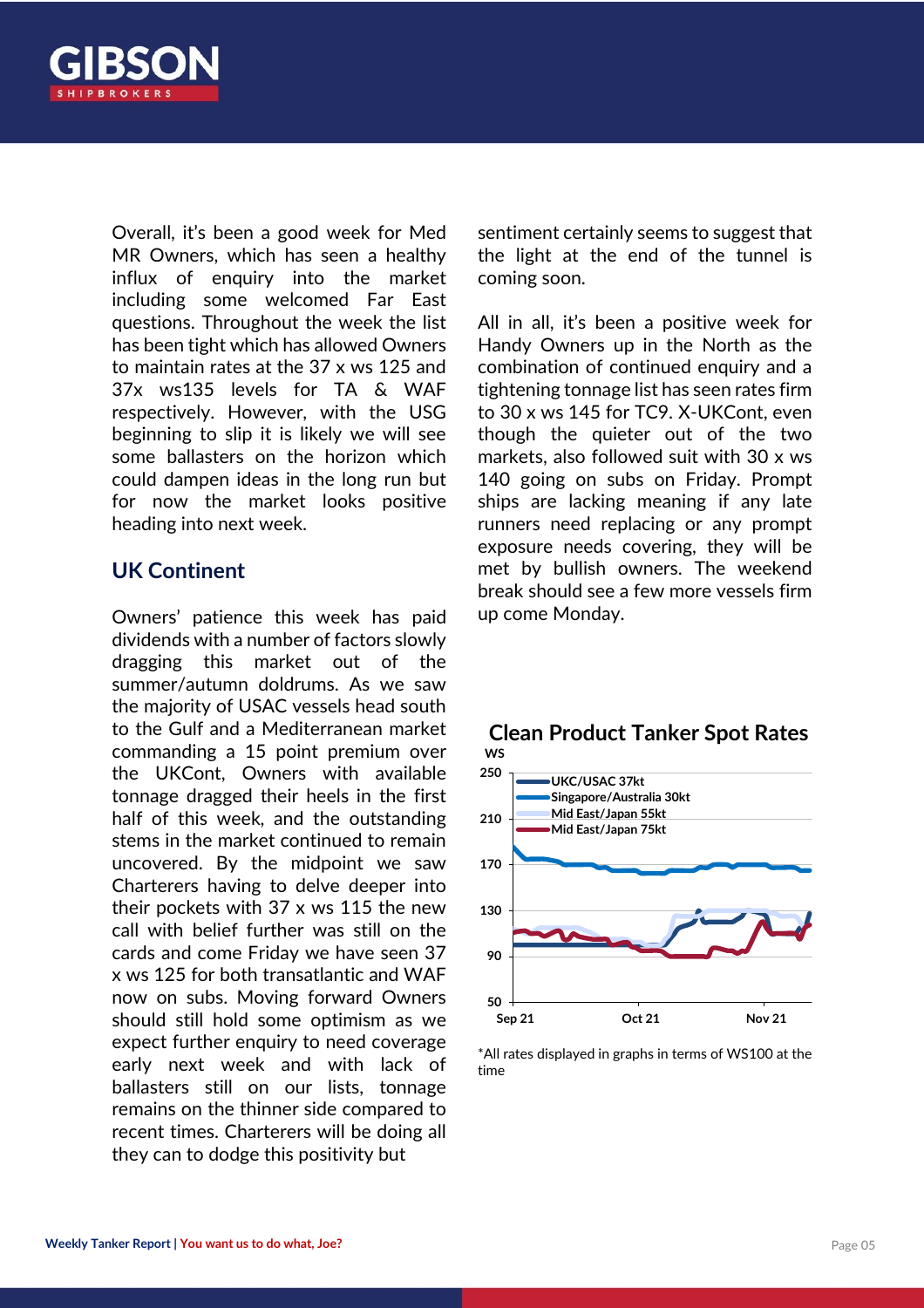Overall, it's been a good week for Med MR Owners, which has seen a healthy influx of enquiry into the market including some welcomed Far East questions. Throughout the week the list has been tight which has allowed Owners to maintain rates at the 37 x ws 125 and 37x ws135 levels for TA & WAF respectively. However, with the USG beginning to slip it is likely we will see some ballasters on the horizon which could dampen ideas in the long run but for now the market looks positive heading into next week.

## UK Continent

Owners' patience this week has paid dividends with a number of factors slowly dragging this market out of the summer/autumn doldrums. As we saw the majority of USAC vessels head south to the Gulf and a Mediterranean market commanding a 15 point premium over the UKCont, Owners with available tonnage dragged their heels in the first half of this week, and the outstanding stems in the market continued to remain uncovered. By the midpoint we saw Charterers having to delve deeper into their pockets with 37 x ws 115 the new call with belief further was still on the cards and come Friday we have seen 37 x ws 125 for both transatlantic and WAF now on subs. Moving forward Owners should still hold some optimism as we expect further enquiry to need coverage early next week and with lack of ballasters still on our lists, tonnage remains on the thinner side compared to recent times. Charterers will be doing all they can to dodge this positivity but sentiment certainly seems to suggest that the light at the end of the tunnel is coming soon.

All in all, it's been a positive week for Handy Owners up in the North as the combination of continued enquiry and a tightening tonnage list has seen rates firm to 30 x ws 145 for TC9. X-UKCont, even though the quieter out of the two markets, also followed suit with 30 x ws 140 going on subs on Friday. Prompt ships are lacking meaning if any late runners need replacing or any prompt exposure needs covering, they will be met by bullish owners. The weekend break should see a few more vessels firm up come Monday.

**Clean Product Tanker Spot Rates**

*All rates displayed in graphs in terms of WS100 at the time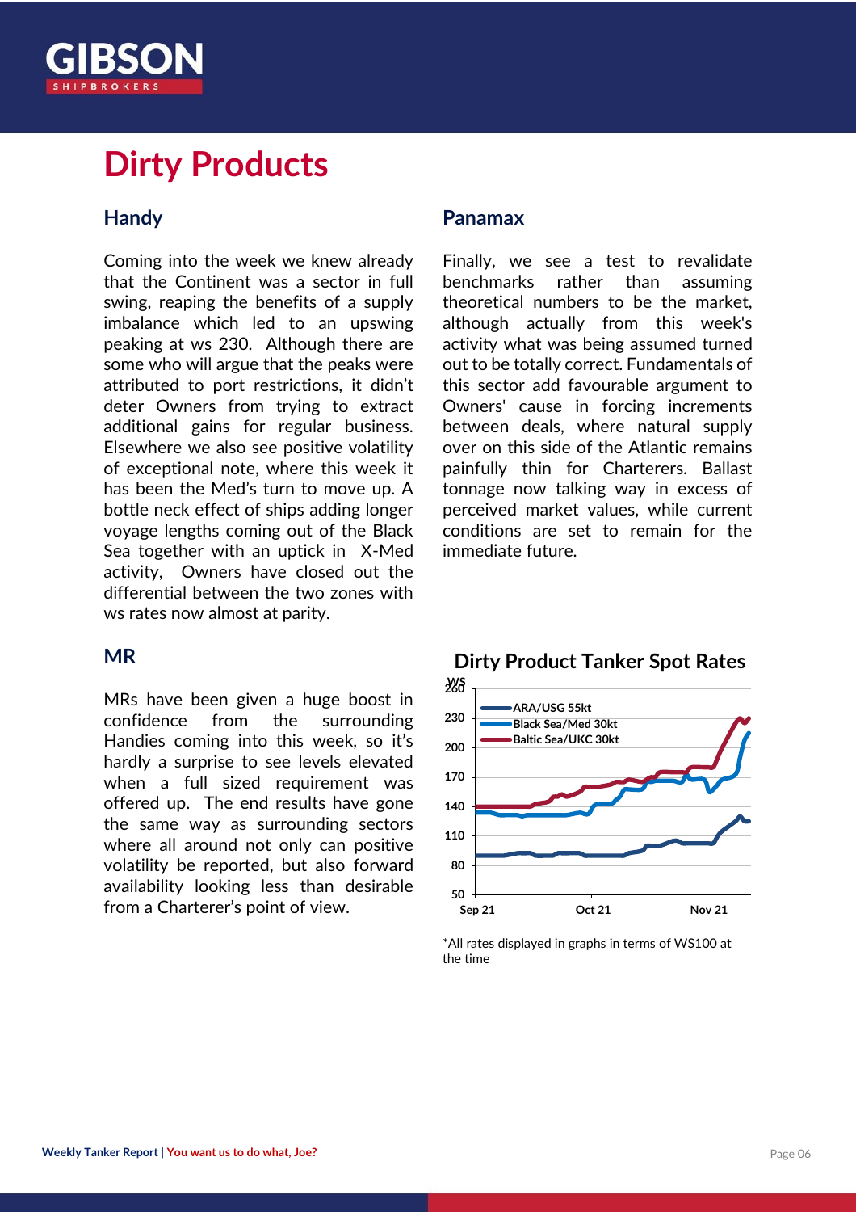# Dirty Products

## Handy

Coming into the week we knew already that the Continent was a sector in full swing, reaping the benefits of a supply imbalance which led to an upswing peaking at ws 230. Although there are some who will argue that the peaks were attributed to port restrictions, it didn't deter Owners from trying to extract additional gains for regular business. Elsewhere we also see positive volatility of exceptional note, where this week it has been the Med's turn to move up. A bottle neck effect of ships adding longer voyage lengths coming out of the Black Sea together with an uptick in X-Med activity, Owners have closed out the differential between the two zones with ws rates now almost at parity.

## MR

MRs have been given a huge boost in confidence from the surrounding Handies coming into this week, so it's hardly a surprise to see levels elevated when a full sized requirement was offered up. The end results have gone the same way as surrounding sectors where all around not only can positive volatility be reported, but also forward availability looking less than desirable from a Charterer's point of view.

## Panamax

Finally, we see a test to revalidate benchmarks rather than assuming theoretical numbers to be the market, although actually from this week's activity what was being assumed turned out to be totally correct. Fundamentals of this sector add favourable argument to Owners' cause in forcing increments between deals, where natural supply over on this side of the Atlantic remains painfully thin for Charterers. Ballast tonnage now talking way in excess of perceived market values, while current conditions are set to remain for the immediate future.

**Dirty Product Tanker Spot Rates**

*All rates displayed in graphs in terms of WS100 at the time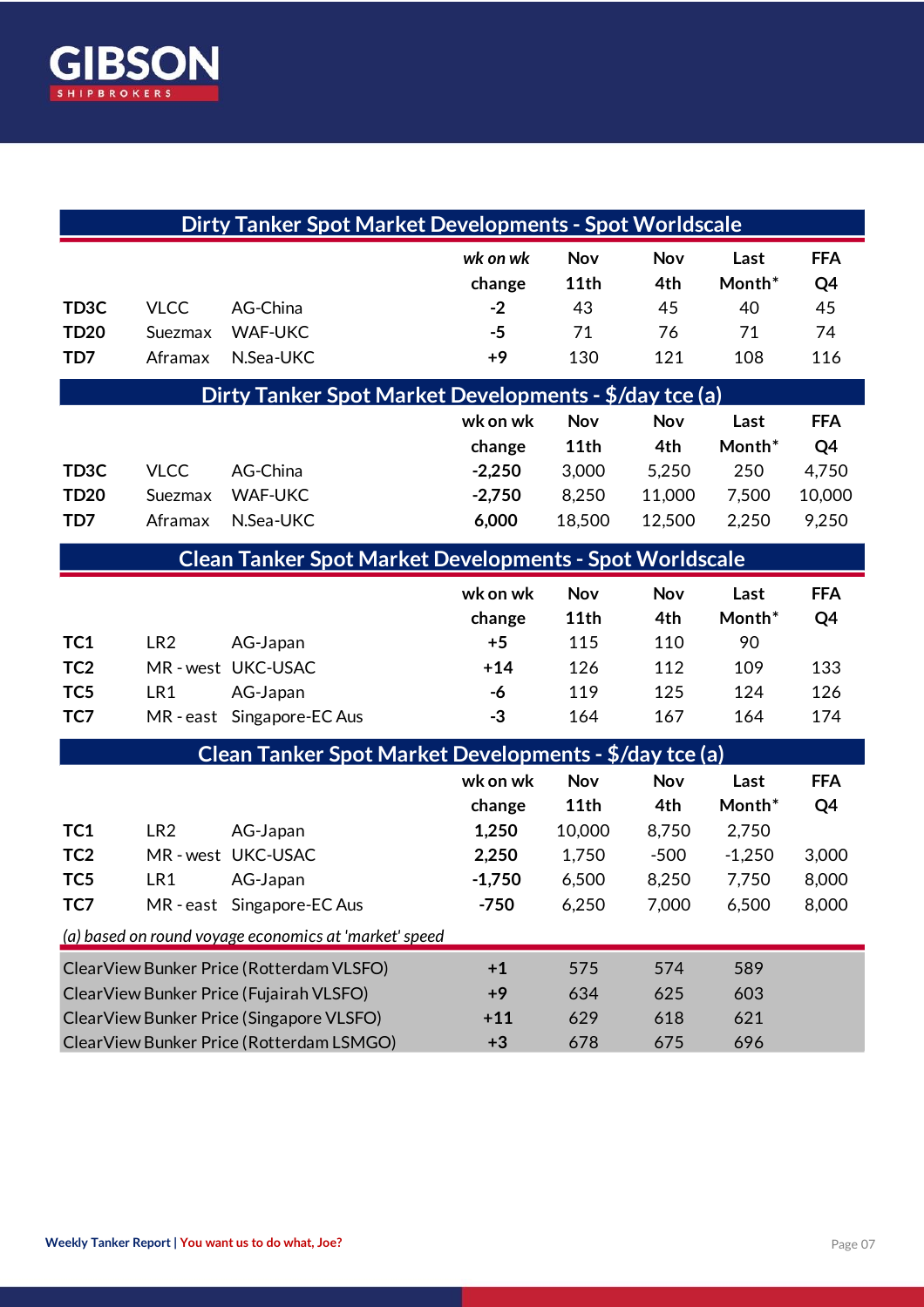## Dirty Tanker Spot Market Developments - Spot Worldscale

| | | | wk on wk change | Nov 11th | Nov 4th | Last Month* | FFA Q4 |
|---|---|---|---|---|---|---|---|
| **TD3C** | VLCC | AG-China | **-2** | 43 | 45 | 40 | 45 |
| **TD20** | Suezmax | WAF-UKC | **-5** | 71 | 76 | 71 | 74 |
| **TD7** | Aframax | N.Sea-UKC | **+9** | 130 | 121 | 108 | 116 |

## Dirty Tanker Spot Market Developments - $/day tce (a)

| | | | wk on wk change | Nov 11th | Nov 4th | Last Month* | FFA Q4 |
|---|---|---|---|---|---|---|---|
| **TD3C** | VLCC | AG-China | **-2,250** | 3,000 | 5,250 | 250 | 4,750 |
| **TD20** | Suezmax | WAF-UKC | **-2,750** | 8,250 | 11,000 | 7,500 | 10,000 |
| **TD7** | Aframax | N.Sea-UKC | **6,000** | 18,500 | 12,500 | 2,250 | 9,250 |

## Clean Tanker Spot Market Developments - Spot Worldscale

| | | | wk on wk change | Nov 11th | Nov 4th | Last Month* | FFA Q4 |
|---|---|---|---|---|---|---|---|
| **TC1** | LR2 | AG-Japan | **+5** | 115 | 110 | 90 | |
| **TC2** | MR - west | UKC-USAC | **+14** | 126 | 112 | 109 | 133 |
| **TC5** | LR1 | AG-Japan | **-6** | 119 | 125 | 124 | 126 |
| **TC7** | MR - east | Singapore-EC Aus | **-3** | 164 | 167 | 164 | 174 |

## Clean Tanker Spot Market Developments - $/day tce (a)

| | | | wk on wk change | Nov 11th | Nov 4th | Last Month* | FFA Q4 |
|---|---|---|---|---|---|---|---|
| **TC1** | LR2 | AG-Japan | **1,250** | 10,000 | 8,750 | 2,750 | |
| **TC2** | MR - west | UKC-USAC | **2,250** | 1,750 | -500 | -1,250 | 3,000 |
| **TC5** | LR1 | AG-Japan | **-1,750** | 6,500 | 8,250 | 7,750 | 8,000 |
| **TC7** | MR - east | Singapore-EC Aus | **-750** | 6,250 | 7,000 | 6,500 | 8,000 |

*(a) based on round voyage economics at 'market' speed*

| | wk on wk change | Nov 11th | Nov 4th | Last Month* |
|---|---|---|---|---|
| ClearView Bunker Price (Rotterdam VLSFO) | **+1** | 575 | 574 | 589 |
| ClearView Bunker Price (Fujairah VLSFO) | **+9** | 634 | 625 | 603 |
| ClearView Bunker Price (Singapore VLSFO) | **+11** | 629 | 618 | 621 |
| ClearView Bunker Price (Rotterdam LSMGO) | **+3** | 678 | 675 | 696 |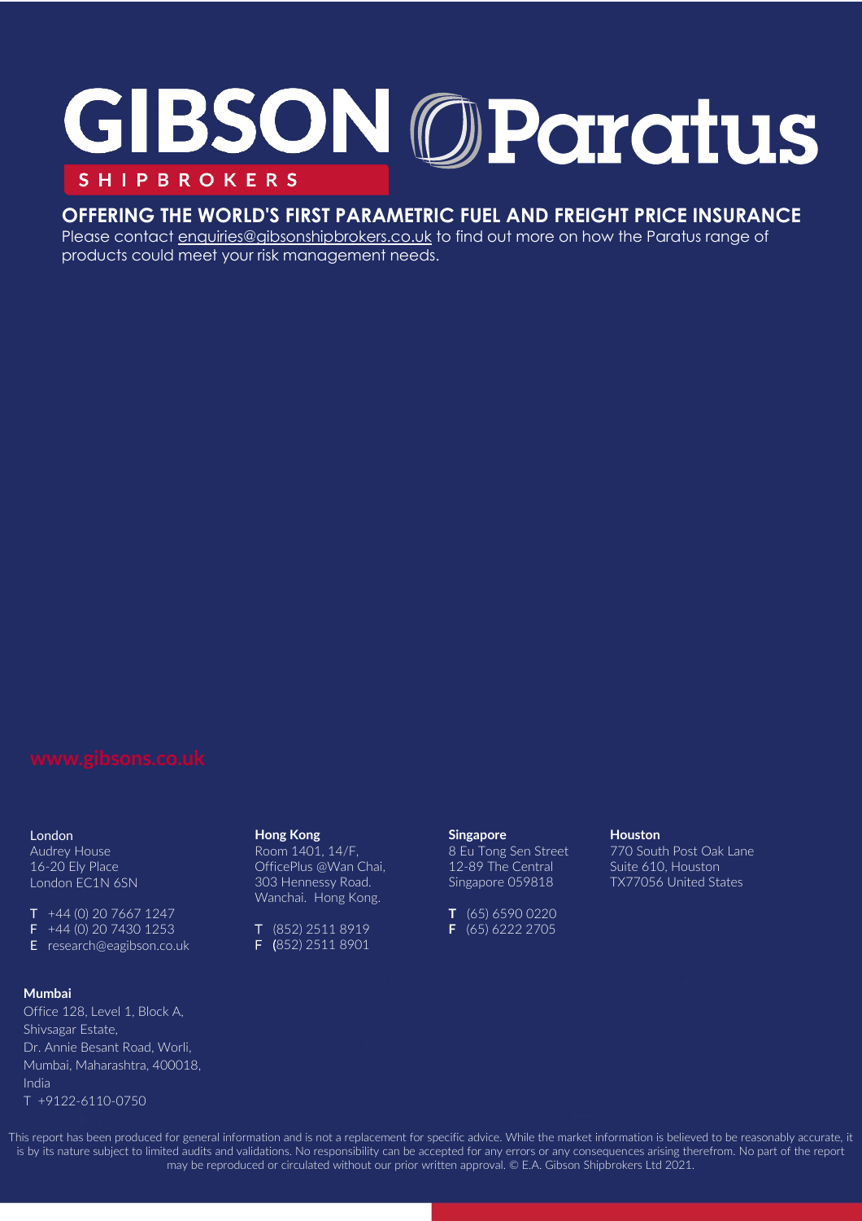# GIBSON Paratus

SHIPBROKERS

## OFFERING THE WORLD'S FIRST PARAMETRIC FUEL AND FREIGHT PRICE INSURANCE

Please contact enquiries@gibsonshipbrokers.co.uk to find out more on how the Paratus range of products could meet your risk management needs.

www.gibsons.co.uk

**London**
Audrey House
16-20 Ely Place
London EC1N 6SN

T +44 (0) 20 7667 1247
F +44 (0) 20 7430 1253
E research@eagibson.co.uk

**Hong Kong**
Room 1401, 14/F,
OfficePlus @Wan Chai,
303 Hennessy Road.
Wanchai. Hong Kong.

T (852) 2511 8919
F (852) 2511 8901

**Singapore**
8 Eu Tong Sen Street
12-89 The Central
Singapore 059818

T (65) 6590 0220
F (65) 6222 2705

**Houston**
770 South Post Oak Lane
Suite 610, Houston
TX77056 United States

**Mumbai**
Office 128, Level 1, Block A,
Shivsagar Estate,
Dr. Annie Besant Road, Worli,
Mumbai, Maharashtra, 400018,
India
T +9122-6110-0750

This report has been produced for general information and is not a replacement for specific advice. While the market information is believed to be reasonably accurate, it is by its nature subject to limited audits and validations. No responsibility can be accepted for any errors or any consequences arising therefrom. No part of the report may be reproduced or circulated without our prior written approval. © E.A. Gibson Shipbrokers Ltd 2021.